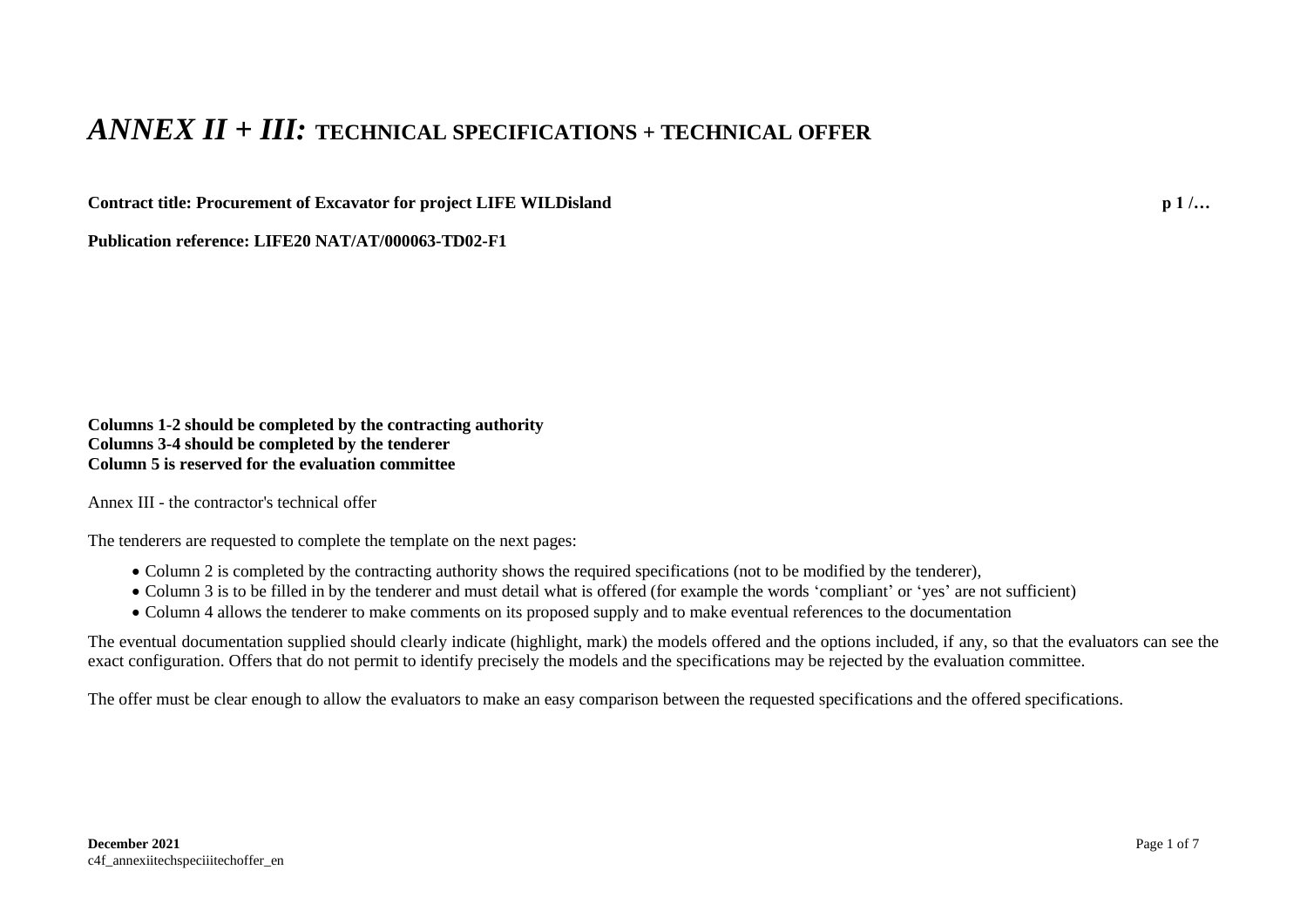# *ANNEX II + III:* TECHNICAL SPECIFICATIONS + TECHNICAL OFFER

**Contract title: Procurement of Excavator for project LIFE WILDisland** **p 1 /…**

**Publication reference: LIFE20 NAT/AT/000063-TD02-F1**

**Columns 1-2 should be completed by the contracting authority**
**Columns 3-4 should be completed by the tenderer**
**Column 5 is reserved for the evaluation committee**

Annex III - the contractor's technical offer

The tenderers are requested to complete the template on the next pages:

- Column 2 is completed by the contracting authority shows the required specifications (not to be modified by the tenderer),
- Column 3 is to be filled in by the tenderer and must detail what is offered (for example the words 'compliant' or 'yes' are not sufficient)
- Column 4 allows the tenderer to make comments on its proposed supply and to make eventual references to the documentation

The eventual documentation supplied should clearly indicate (highlight, mark) the models offered and the options included, if any, so that the evaluators can see the exact configuration. Offers that do not permit to identify precisely the models and the specifications may be rejected by the evaluation committee.

The offer must be clear enough to allow the evaluators to make an easy comparison between the requested specifications and the offered specifications.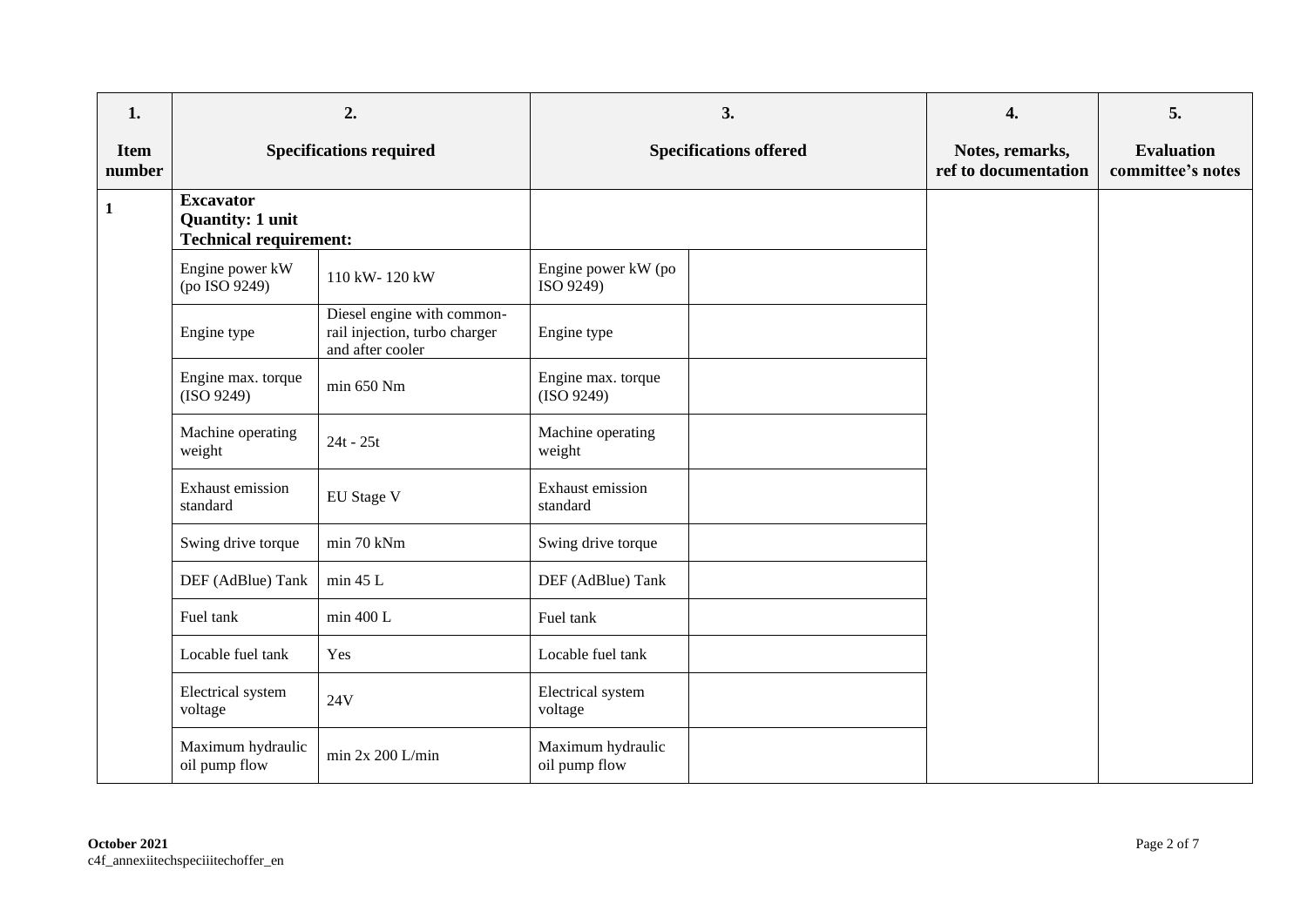| 1.<br><br>Item number | 2.<br><br>Specifications required | | 3.<br><br>Specifications offered | | 4.<br><br>Notes, remarks, ref to documentation | 5.<br><br>Evaluation committee's notes |
|---|---|---|---|---|---|---|
| **1** | **Excavator**<br>**Quantity: 1 unit**<br>**Technical requirement:** | | | | | |
| | Engine power kW (po ISO 9249) | 110 kW- 120 kW | Engine power kW (po ISO 9249) | | | |
| | Engine type | Diesel engine with common-rail injection, turbo charger and after cooler | Engine type | | | |
| | Engine max. torque (ISO 9249) | min 650 Nm | Engine max. torque (ISO 9249) | | | |
| | Machine operating weight | 24t - 25t | Machine operating weight | | | |
| | Exhaust emission standard | EU Stage V | Exhaust emission standard | | | |
| | Swing drive torque | min 70 kNm | Swing drive torque | | | |
| | DEF (AdBlue) Tank | min 45 L | DEF (AdBlue) Tank | | | |
| | Fuel tank | min 400 L | Fuel tank | | | |
| | Locable fuel tank | Yes | Locable fuel tank | | | |
| | Electrical system voltage | 24V | Electrical system voltage | | | |
| | Maximum hydraulic oil pump flow | min 2x 200 L/min | Maximum hydraulic oil pump flow | | | |

**October 2021**
c4f_annexiitechspeciiitechoffer_en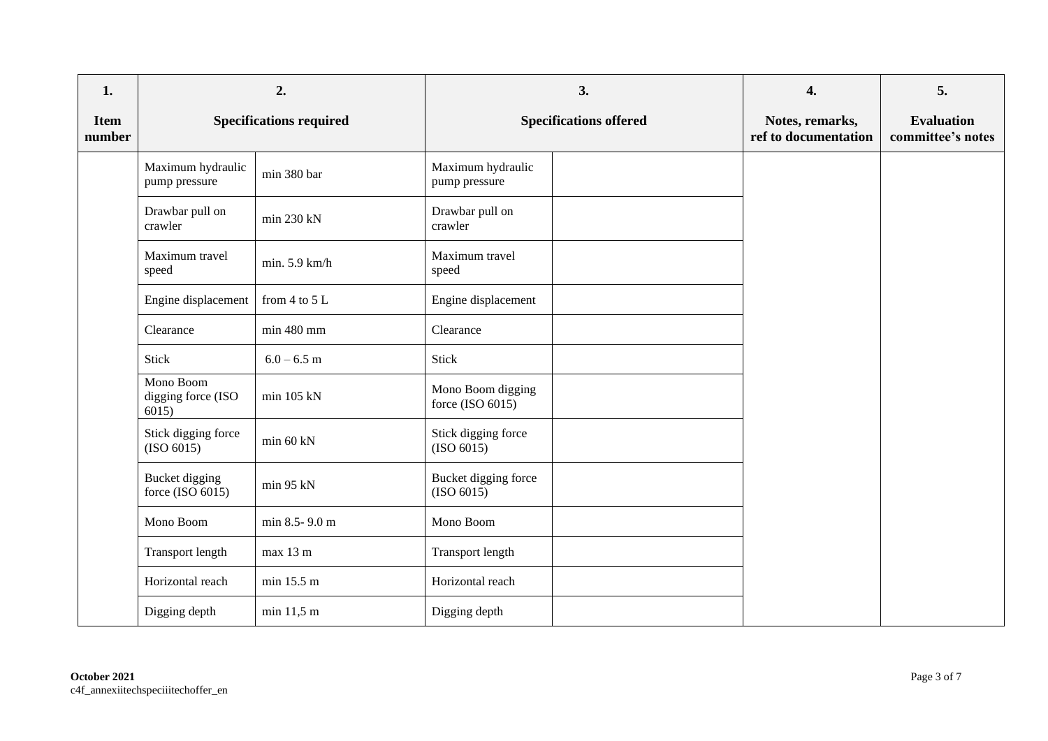| 1.<br><br>Item number | 2.<br><br>Specifications required | | 3.<br><br>Specifications offered | | 4.<br><br>Notes, remarks, ref to documentation | 5.<br><br>Evaluation committee's notes |
|---|---|---|---|---|---|---|
| | Maximum hydraulic pump pressure | min 380 bar | Maximum hydraulic pump pressure | | | |
| | Drawbar pull on crawler | min 230 kN | Drawbar pull on crawler | | | |
| | Maximum travel speed | min. 5.9 km/h | Maximum travel speed | | | |
| | Engine displacement | from 4 to 5 L | Engine displacement | | | |
| | Clearance | min 480 mm | Clearance | | | |
| | Stick | 6.0 – 6.5 m | Stick | | | |
| | Mono Boom digging force (ISO 6015) | min 105 kN | Mono Boom digging force (ISO 6015) | | | |
| | Stick digging force (ISO 6015) | min 60 kN | Stick digging force (ISO 6015) | | | |
| | Bucket digging force (ISO 6015) | min 95 kN | Bucket digging force (ISO 6015) | | | |
| | Mono Boom | min 8.5- 9.0 m | Mono Boom | | | |
| | Transport length | max 13 m | Transport length | | | |
| | Horizontal reach | min 15.5 m | Horizontal reach | | | |
| | Digging depth | min 11,5 m | Digging depth | | | |

**October 2021**
c4f_annexiitechspeciiitechoffer_en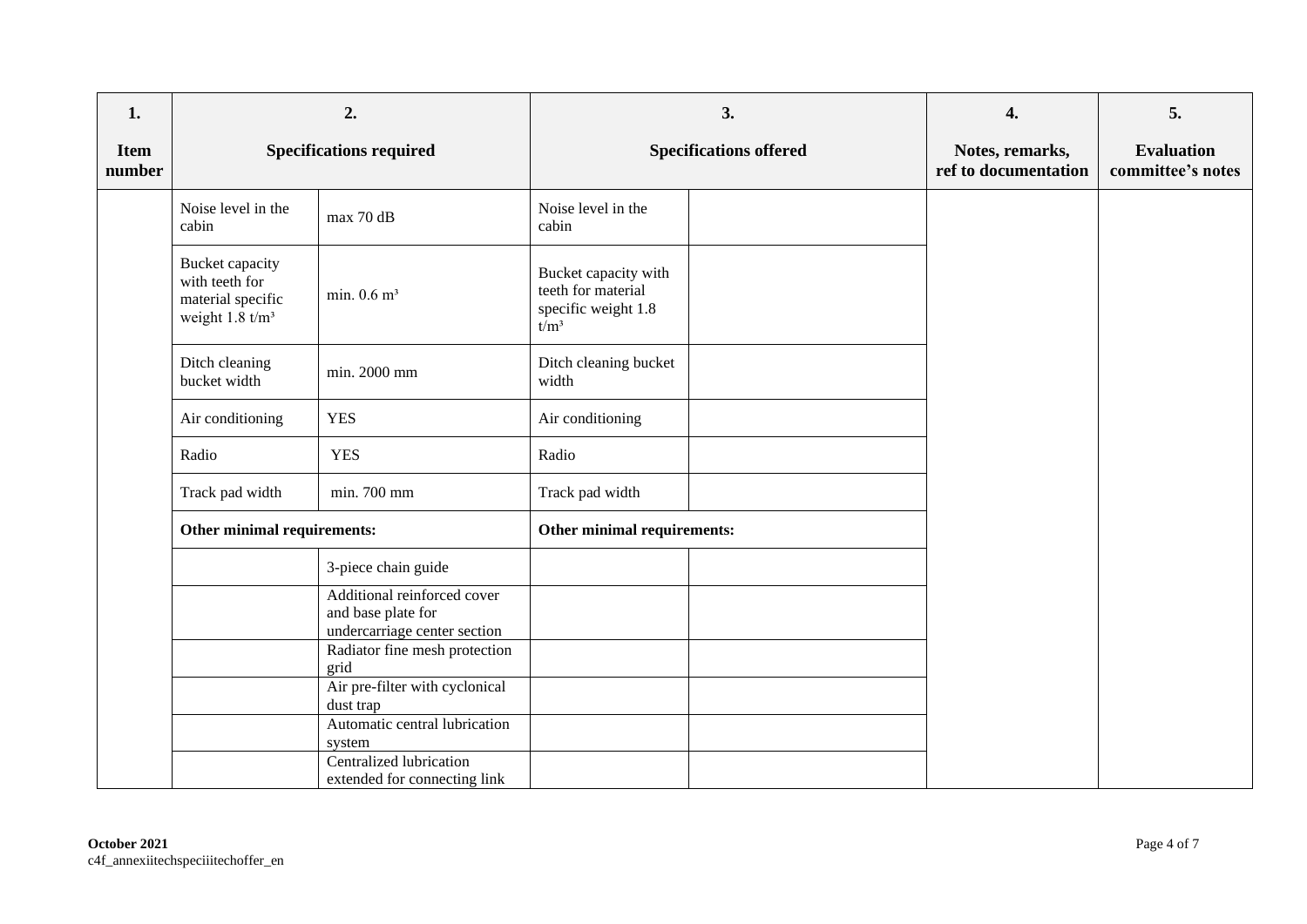| 1.<br>Item number | 2.<br>Specifications required | | 3.<br>Specifications offered | | 4.<br>Notes, remarks, ref to documentation | 5.<br>Evaluation committee's notes |
|---|---|---|---|---|---|---|
| | Noise level in the cabin | max 70 dB | Noise level in the cabin | | | |
| | Bucket capacity with teeth for material specific weight 1.8 t/m³ | min. 0.6 m³ | Bucket capacity with teeth for material specific weight 1.8 t/m³ | | | |
| | Ditch cleaning bucket width | min. 2000 mm | Ditch cleaning bucket width | | | |
| | Air conditioning | YES | Air conditioning | | | |
| | Radio | YES | Radio | | | |
| | Track pad width | min. 700 mm | Track pad width | | | |
| | **Other minimal requirements:** | | **Other minimal requirements:** | | | |
| | | 3-piece chain guide | | | | |
| | | Additional reinforced cover and base plate for undercarriage center section | | | | |
| | | Radiator fine mesh protection grid | | | | |
| | | Air pre-filter with cyclonical dust trap | | | | |
| | | Automatic central lubrication system | | | | |
| | | Centralized lubrication extended for connecting link | | | | |

**October 2021**
c4f_annexiitechspeciitechoffer_en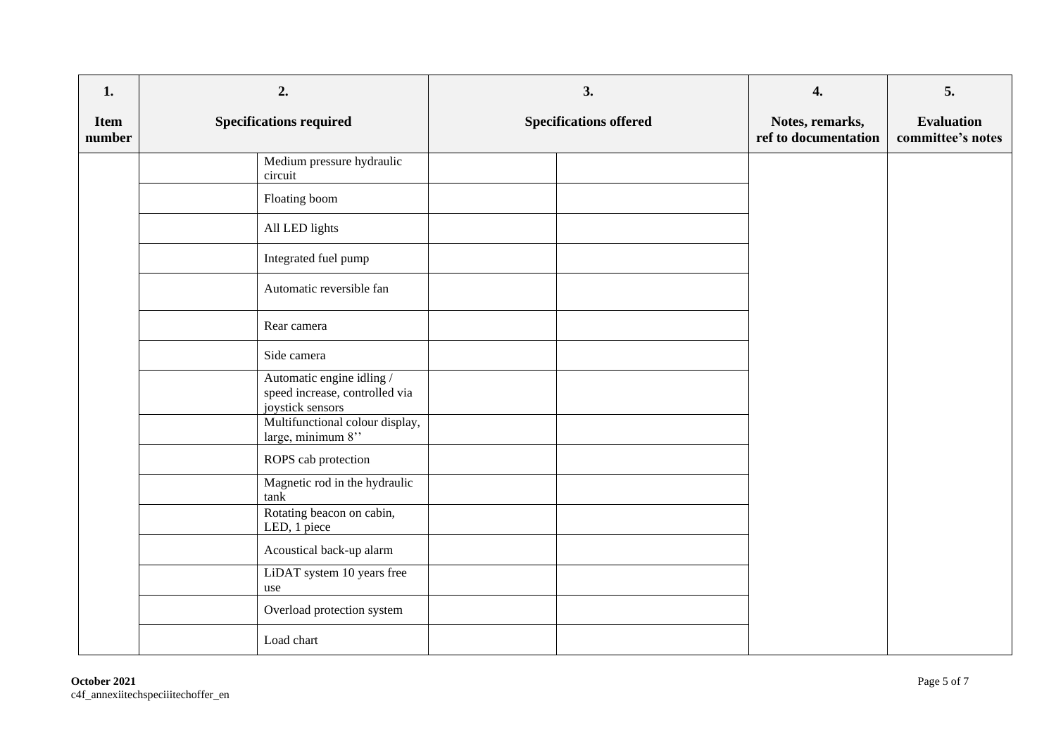| 1.<br>Item number | 2.<br>Specifications required | | 3.<br>Specifications offered | | 4.<br>Notes, remarks, ref to documentation | 5.<br>Evaluation committee's notes |
|---|---|---|---|---|---|---|
| | | Medium pressure hydraulic circuit | | | | |
| | | Floating boom | | | | |
| | | All LED lights | | | | |
| | | Integrated fuel pump | | | | |
| | | Automatic reversible fan | | | | |
| | | Rear camera | | | | |
| | | Side camera | | | | |
| | | Automatic engine idling / speed increase, controlled via joystick sensors | | | | |
| | | Multifunctional colour display, large, minimum 8'' | | | | |
| | | ROPS cab protection | | | | |
| | | Magnetic rod in the hydraulic tank | | | | |
| | | Rotating beacon on cabin, LED, 1 piece | | | | |
| | | Acoustical back-up alarm | | | | |
| | | LiDAT system 10 years free use | | | | |
| | | Overload protection system | | | | |
| | | Load chart | | | | |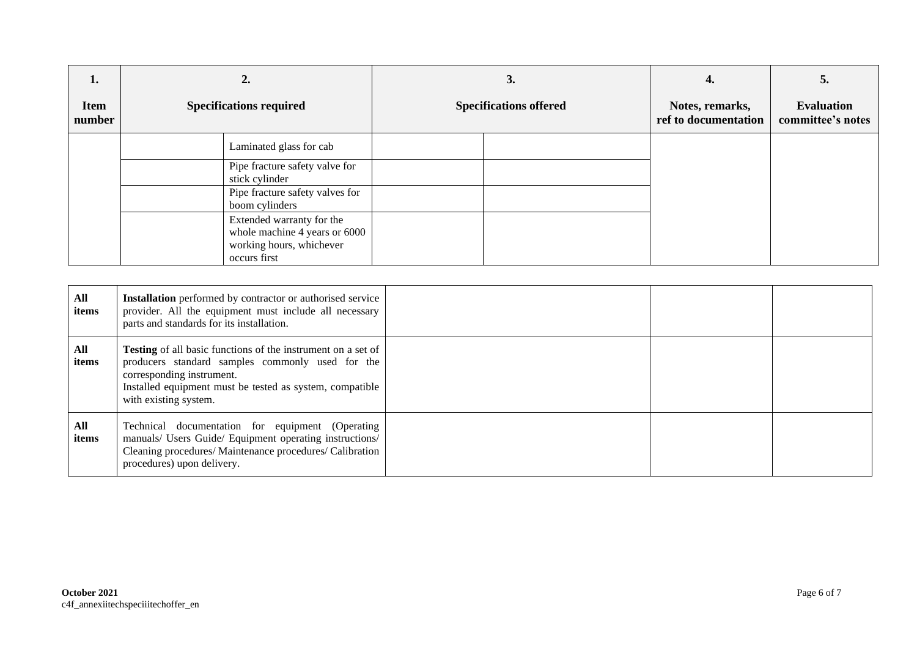| 1.<br><br>Item number | 2.<br><br>Specifications required | | 3.<br><br>Specifications offered | | 4.<br><br>Notes, remarks, ref to documentation | 5.<br><br>Evaluation committee's notes |
|---|---|---|---|---|---|---|
| | | Laminated glass for cab | | | | |
| | | Pipe fracture safety valve for stick cylinder | | | | |
| | | Pipe fracture safety valves for boom cylinders | | | | |
| | | Extended warranty for the whole machine 4 years or 6000 working hours, whichever occurs first | | | | |

| | | | | |
|---|---|---|---|---|
| **All items** | **Installation** performed by contractor or authorised service provider. All the equipment must include all necessary parts and standards for its installation. | | | |
| **All items** | **Testing** of all basic functions of the instrument on a set of producers standard samples commonly used for the corresponding instrument.<br>Installed equipment must be tested as system, compatible with existing system. | | | |
| **All items** | Technical documentation for equipment (Operating manuals/ Users Guide/ Equipment operating instructions/ Cleaning procedures/ Maintenance procedures/ Calibration procedures) upon delivery. | | | |

**October 2021**
c4f_annexiitechspeciiitechoffer_en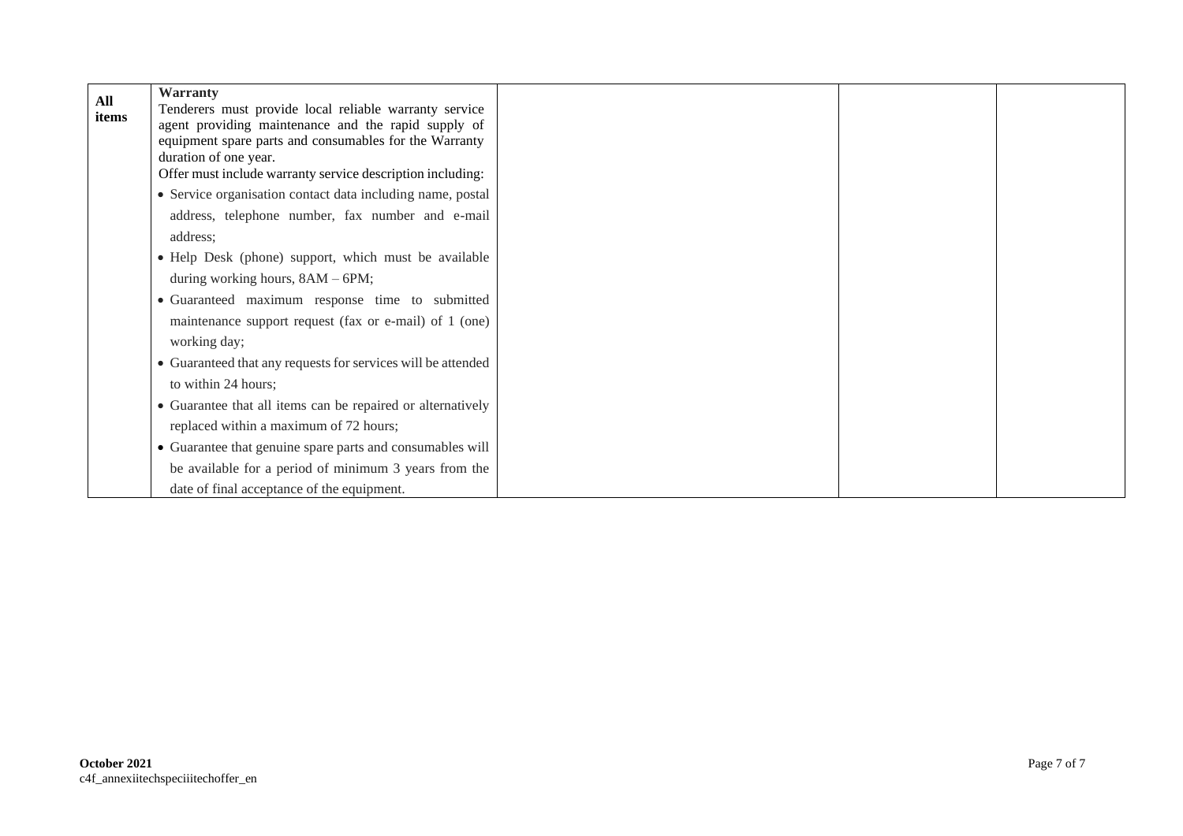| | | | | |
|---|---|---|---|---|
| **All items** | **Warranty**<br>Tenderers must provide local reliable warranty service agent providing maintenance and the rapid supply of equipment spare parts and consumables for the Warranty duration of one year.<br>Offer must include warranty service description including:<br>• Service organisation contact data including name, postal address, telephone number, fax number and e-mail address;<br>• Help Desk (phone) support, which must be available during working hours, 8AM – 6PM;<br>• Guaranteed maximum response time to submitted maintenance support request (fax or e-mail) of 1 (one) working day;<br>• Guaranteed that any requests for services will be attended to within 24 hours;<br>• Guarantee that all items can be repaired or alternatively replaced within a maximum of 72 hours;<br>• Guarantee that genuine spare parts and consumables will be available for a period of minimum 3 years from the date of final acceptance of the equipment. | | | |

**October 2021**
c4f_annexiitechspeciiitechoffer_en